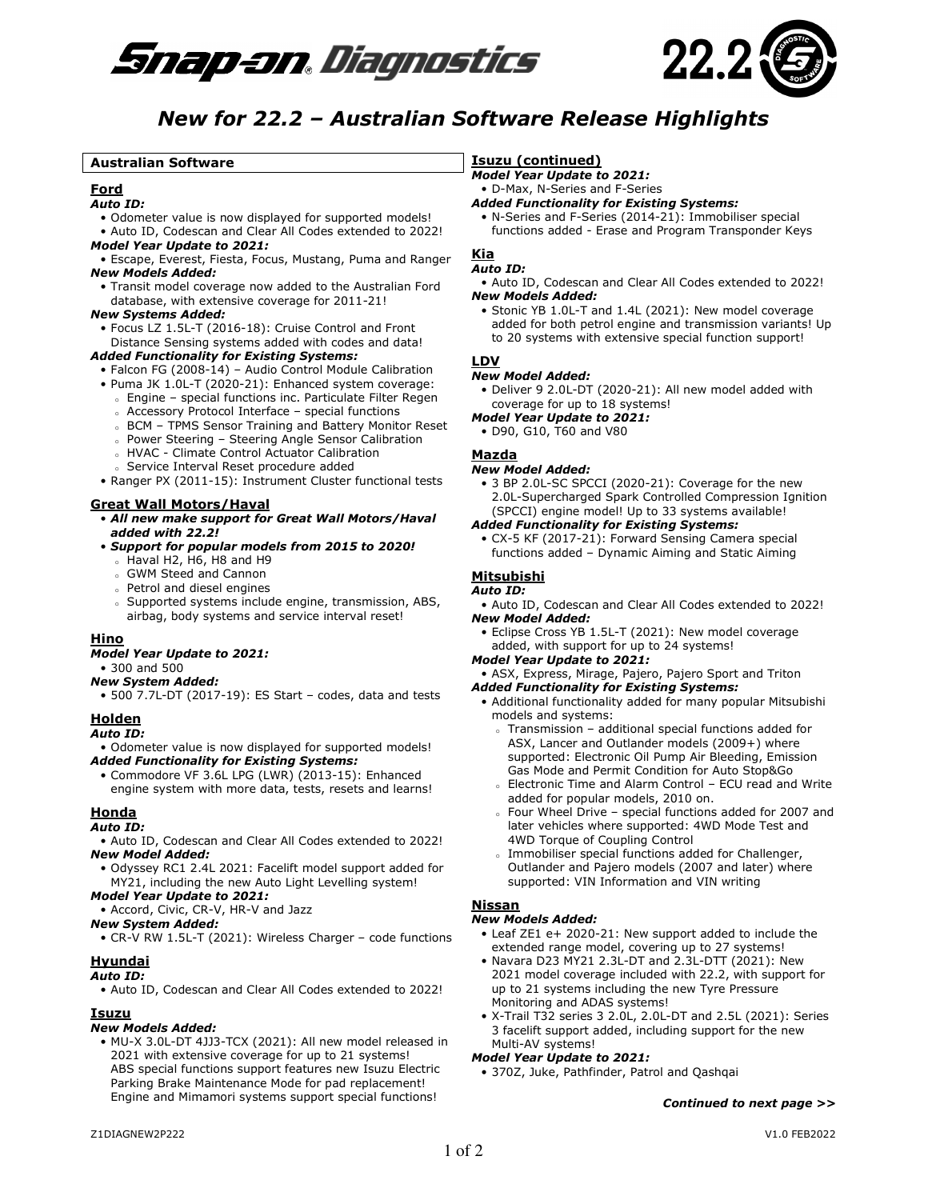# Snap-on Diagnostics 22.2

## New for 22.2 – Australian Software Release Highlights

**Australian Software**

### Ford

***Auto ID:***

- Odometer value is now displayed for supported models!
- Auto ID, Codescan and Clear All Codes extended to 2022!

***Model Year Update to 2021:***

- Escape, Everest, Fiesta, Focus, Mustang, Puma and Ranger

***New Models Added:***

- Transit model coverage now added to the Australian Ford database, with extensive coverage for 2011-21!

***New Systems Added:***

- Focus LZ 1.5L-T (2016-18): Cruise Control and Front Distance Sensing systems added with codes and data!

***Added Functionality for Existing Systems:***

- Falcon FG (2008-14) – Audio Control Module Calibration
- Puma JK 1.0L-T (2020-21): Enhanced system coverage:
  - Engine – special functions inc. Particulate Filter Regen
  - Accessory Protocol Interface – special functions
  - BCM – TPMS Sensor Training and Battery Monitor Reset
  - Power Steering – Steering Angle Sensor Calibration
  - HVAC - Climate Control Actuator Calibration
  - Service Interval Reset procedure added
- Ranger PX (2011-15): Instrument Cluster functional tests

### Great Wall Motors/Haval

- ***All new make support for Great Wall Motors/Haval added with 22.2!***
- ***Support for popular models from 2015 to 2020!***
  - Haval H2, H6, H8 and H9
  - GWM Steed and Cannon
  - Petrol and diesel engines
  - Supported systems include engine, transmission, ABS, airbag, body systems and service interval reset!

### Hino

***Model Year Update to 2021:***

- 300 and 500

***New System Added:***

- 500 7.7L-DT (2017-19): ES Start – codes, data and tests

### Holden

***Auto ID:***

- Odometer value is now displayed for supported models!

***Added Functionality for Existing Systems:***

- Commodore VF 3.6L LPG (LWR) (2013-15): Enhanced engine system with more data, tests, resets and learns!

### Honda

***Auto ID:***

- Auto ID, Codescan and Clear All Codes extended to 2022!

***New Model Added:***

- Odyssey RC1 2.4L 2021: Facelift model support added for MY21, including the new Auto Light Levelling system!

***Model Year Update to 2021:***

- Accord, Civic, CR-V, HR-V and Jazz

***New System Added:***

- CR-V RW 1.5L-T (2021): Wireless Charger – code functions

### Hyundai

***Auto ID:***

- Auto ID, Codescan and Clear All Codes extended to 2022!

### Isuzu

***New Models Added:***

- MU-X 3.0L-DT 4JJ3-TCX (2021): All new model released in 2021 with extensive coverage for up to 21 systems! ABS special functions support features new Isuzu Electric Parking Brake Maintenance Mode for pad replacement! Engine and Mimamori systems support special functions!

### Isuzu (continued)

***Model Year Update to 2021:***

- D-Max, N-Series and F-Series

***Added Functionality for Existing Systems:***

- N-Series and F-Series (2014-21): Immobiliser special functions added - Erase and Program Transponder Keys

### Kia

***Auto ID:***

- Auto ID, Codescan and Clear All Codes extended to 2022!

***New Models Added:***

- Stonic YB 1.0L-T and 1.4L (2021): New model coverage added for both petrol engine and transmission variants! Up to 20 systems with extensive special function support!

### LDV

***New Model Added:***

- Deliver 9 2.0L-DT (2020-21): All new model added with coverage for up to 18 systems!

***Model Year Update to 2021:***

- D90, G10, T60 and V80

### Mazda

***New Model Added:***

- 3 BP 2.0L-SC SPCCI (2020-21): Coverage for the new 2.0L-Supercharged Spark Controlled Compression Ignition (SPCCI) engine model! Up to 33 systems available!

***Added Functionality for Existing Systems:***

- CX-5 KF (2017-21): Forward Sensing Camera special functions added – Dynamic Aiming and Static Aiming

### Mitsubishi

***Auto ID:***

- Auto ID, Codescan and Clear All Codes extended to 2022!

***New Model Added:***

- Eclipse Cross YB 1.5L-T (2021): New model coverage added, with support for up to 24 systems!

***Model Year Update to 2021:***

- ASX, Express, Mirage, Pajero, Pajero Sport and Triton

***Added Functionality for Existing Systems:***

- Additional functionality added for many popular Mitsubishi models and systems:
  - Transmission – additional special functions added for ASX, Lancer and Outlander models (2009+) where supported: Electronic Oil Pump Air Bleeding, Emission Gas Mode and Permit Condition for Auto Stop&Go
  - Electronic Time and Alarm Control – ECU read and Write added for popular models, 2010 on.
  - Four Wheel Drive – special functions added for 2007 and later vehicles where supported: 4WD Mode Test and 4WD Torque of Coupling Control
  - Immobiliser special functions added for Challenger, Outlander and Pajero models (2007 and later) where supported: VIN Information and VIN writing

### Nissan

***New Models Added:***

- Leaf ZE1 e+ 2020-21: New support added to include the extended range model, covering up to 27 systems!
- Navara D23 MY21 2.3L-DT and 2.3L-DTT (2021): New 2021 model coverage included with 22.2, with support for up to 21 systems including the new Tyre Pressure Monitoring and ADAS systems!
- X-Trail T32 series 3 2.0L, 2.0L-DT and 2.5L (2021): Series 3 facelift support added, including support for the new Multi-AV systems!

***Model Year Update to 2021:***

- 370Z, Juke, Pathfinder, Patrol and Qashqai

***Continued to next page >>***

Z1DIAGNEW2P222 V1.0 FEB2022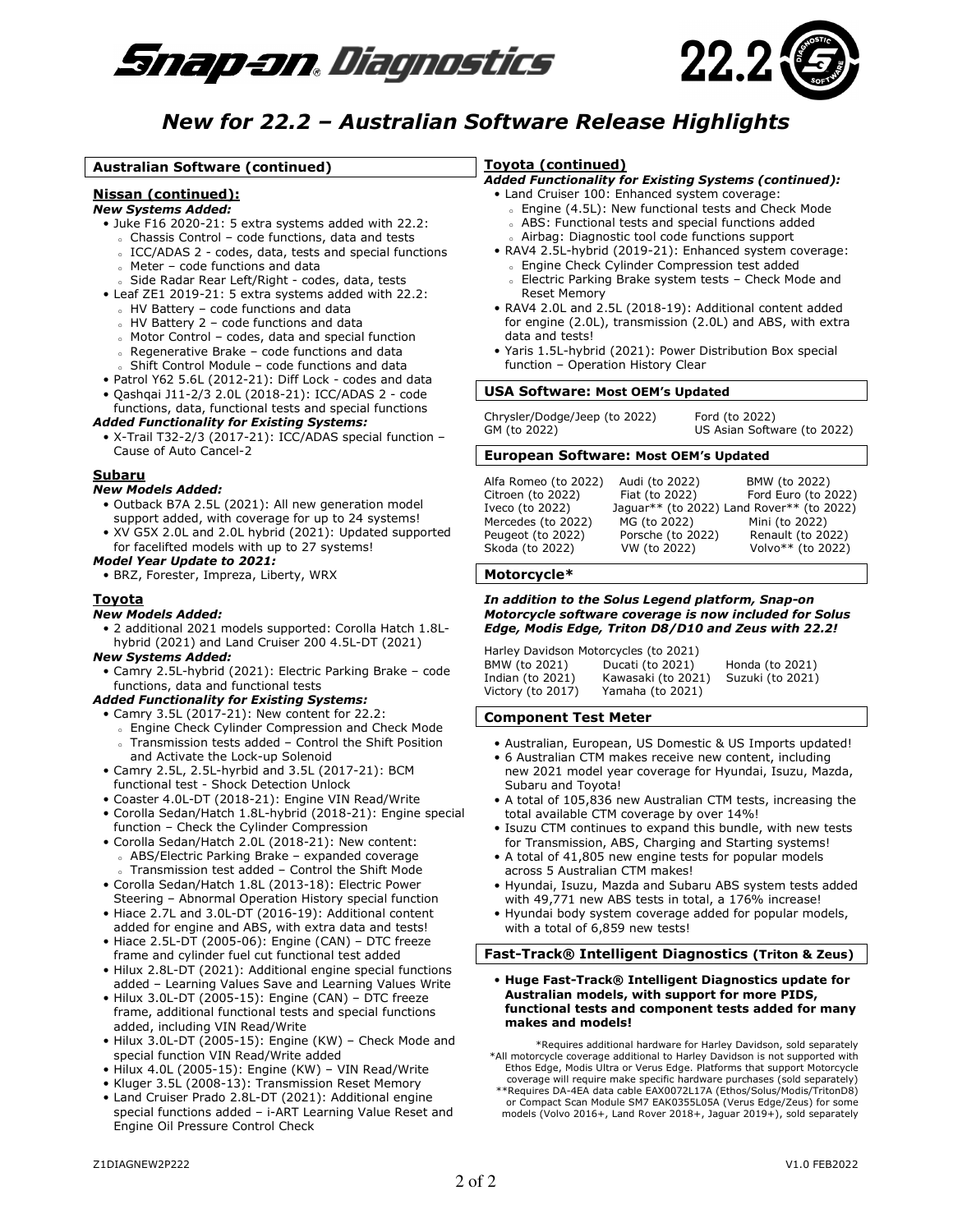# New for 22.2 – Australian Software Release Highlights

## Australian Software (continued)

### Nissan (continued):

***New Systems Added:***

- Juke F16 2020-21: 5 extra systems added with 22.2:
  - Chassis Control – code functions, data and tests
  - ICC/ADAS 2 - codes, data, tests and special functions
  - Meter – code functions and data
  - Side Radar Rear Left/Right - codes, data, tests
- Leaf ZE1 2019-21: 5 extra systems added with 22.2:
  - HV Battery – code functions and data
  - HV Battery 2 – code functions and data
  - Motor Control – codes, data and special function
  - Regenerative Brake – code functions and data
  - Shift Control Module – code functions and data
- Patrol Y62 5.6L (2012-21): Diff Lock - codes and data
- Qashqai J11-2/3 2.0L (2018-21): ICC/ADAS 2 - code functions, data, functional tests and special functions

***Added Functionality for Existing Systems:***

- X-Trail T32-2/3 (2017-21): ICC/ADAS special function – Cause of Auto Cancel-2

### Subaru

***New Models Added:***

- Outback B7A 2.5L (2021): All new generation model support added, with coverage for up to 24 systems!
- XV G5X 2.0L and 2.0L hybrid (2021): Updated supported for facelifted models with up to 27 systems!

***Model Year Update to 2021:***

- BRZ, Forester, Impreza, Liberty, WRX

### Toyota

***New Models Added:***

- 2 additional 2021 models supported: Corolla Hatch 1.8L-hybrid (2021) and Land Cruiser 200 4.5L-DT (2021)

***New Systems Added:***

- Camry 2.5L-hybrid (2021): Electric Parking Brake – code functions, data and functional tests

***Added Functionality for Existing Systems:***

- Camry 3.5L (2017-21): New content for 22.2:
  - Engine Check Cylinder Compression and Check Mode
  - Transmission tests added – Control the Shift Position and Activate the Lock-up Solenoid
- Camry 2.5L, 2.5L-hyrbid and 3.5L (2017-21): BCM functional test - Shock Detection Unlock
- Coaster 4.0L-DT (2018-21): Engine VIN Read/Write
- Corolla Sedan/Hatch 1.8L-hybrid (2018-21): Engine special function – Check the Cylinder Compression
- Corolla Sedan/Hatch 2.0L (2018-21): New content:
  - ABS/Electric Parking Brake – expanded coverage
  - Transmission test added – Control the Shift Mode
- Corolla Sedan/Hatch 1.8L (2013-18): Electric Power Steering – Abnormal Operation History special function
- Hiace 2.7L and 3.0L-DT (2016-19): Additional content added for engine and ABS, with extra data and tests!
- Hiace 2.5L-DT (2005-06): Engine (CAN) – DTC freeze frame and cylinder fuel cut functional test added
- Hilux 2.8L-DT (2021): Additional engine special functions added – Learning Values Save and Learning Values Write
- Hilux 3.0L-DT (2005-15): Engine (CAN) – DTC freeze frame, additional functional tests and special functions added, including VIN Read/Write
- Hilux 3.0L-DT (2005-15): Engine (KW) – Check Mode and special function VIN Read/Write added
- Hilux 4.0L (2005-15): Engine (KW) – VIN Read/Write
- Kluger 3.5L (2008-13): Transmission Reset Memory
- Land Cruiser Prado 2.8L-DT (2021): Additional engine special functions added – i-ART Learning Value Reset and Engine Oil Pressure Control Check

### Toyota (continued)

***Added Functionality for Existing Systems (continued):***

- Land Cruiser 100: Enhanced system coverage:
  - Engine (4.5L): New functional tests and Check Mode
  - ABS: Functional tests and special functions added
  - Airbag: Diagnostic tool code functions support
- RAV4 2.5L-hybrid (2019-21): Enhanced system coverage:
  - Engine Check Cylinder Compression test added
  - Electric Parking Brake system tests – Check Mode and Reset Memory
- RAV4 2.0L and 2.5L (2018-19): Additional content added for engine (2.0L), transmission (2.0L) and ABS, with extra data and tests!
- Yaris 1.5L-hybrid (2021): Power Distribution Box special function – Operation History Clear

## USA Software: Most OEM's Updated

| | |
|---|---|
| Chrysler/Dodge/Jeep (to 2022) | Ford (to 2022) |
| GM (to 2022) | US Asian Software (to 2022) |

## European Software: Most OEM's Updated

| | | |
|---|---|---|
| Alfa Romeo (to 2022) | Audi (to 2022) | BMW (to 2022) |
| Citroen (to 2022) | Fiat (to 2022) | Ford Euro (to 2022) |
| Iveco (to 2022) | Jaguar** (to 2022) | Land Rover** (to 2022) |
| Mercedes (to 2022) | MG (to 2022) | Mini (to 2022) |
| Peugeot (to 2022) | Porsche (to 2022) | Renault (to 2022) |
| Skoda (to 2022) | VW (to 2022) | Volvo** (to 2022) |

## Motorcycle*

***In addition to the Solus Legend platform, Snap-on Motorcycle software coverage is now included for Solus Edge, Modis Edge, Triton D8/D10 and Zeus with 22.2!***

Harley Davidson Motorcycles (to 2021)

| | | |
|---|---|---|
| BMW (to 2021) | Ducati (to 2021) | Honda (to 2021) |
| Indian (to 2021) | Kawasaki (to 2021) | Suzuki (to 2021) |
| Victory (to 2017) | Yamaha (to 2021) | |

## Component Test Meter

- Australian, European, US Domestic & US Imports updated!
- 6 Australian CTM makes receive new content, including new 2021 model year coverage for Hyundai, Isuzu, Mazda, Subaru and Toyota!
- A total of 105,836 new Australian CTM tests, increasing the total available CTM coverage by over 14%!
- Isuzu CTM continues to expand this bundle, with new tests for Transmission, ABS, Charging and Starting systems!
- A total of 41,805 new engine tests for popular models across 5 Australian CTM makes!
- Hyundai, Isuzu, Mazda and Subaru ABS system tests added with 49,771 new ABS tests in total, a 176% increase!
- Hyundai body system coverage added for popular models, with a total of 6,859 new tests!

## Fast-Track® Intelligent Diagnostics (Triton & Zeus)

- **Huge Fast-Track® Intelligent Diagnostics update for Australian models, with support for more PIDS, functional tests and component tests added for many makes and models!**

*Requires additional hardware for Harley Davidson, sold separately
*All motorcycle coverage additional to Harley Davidson is not supported with Ethos Edge, Modis Ultra or Verus Edge. Platforms that support Motorcycle coverage will require make specific hardware purchases (sold separately)
**Requires DA-4EA data cable EAX0072L17A (Ethos/Solus/Modis/TritonD8) or Compact Scan Module SM7 EAK0355L05A (Verus Edge/Zeus) for some models (Volvo 2016+, Land Rover 2018+, Jaguar 2019+), sold separately

Z1DIAGNEW2P222 V1.0 FEB2022